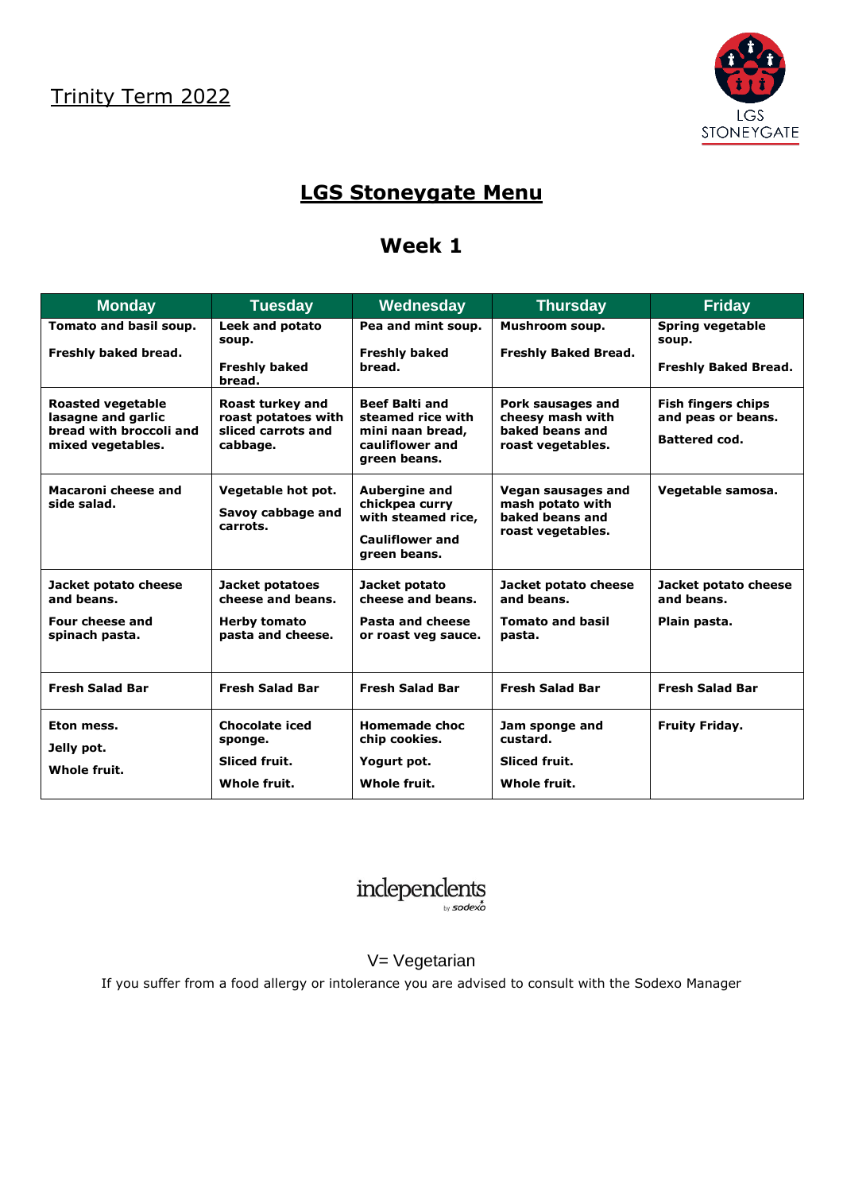Trinity Term 2022

LGS STONEYGATE

# LGS Stoneygate Menu

## Week 1

| Monday | Tuesday | Wednesday | Thursday | Friday |
|---|---|---|---|---|
| **Tomato and basil soup.**<br><br>**Freshly baked bread.** | **Leek and potato soup.**<br><br>**Freshly baked bread.** | **Pea and mint soup.**<br><br>**Freshly baked bread.** | **Mushroom soup.**<br><br>**Freshly Baked Bread.** | **Spring vegetable soup.**<br><br>**Freshly Baked Bread.** |
| **Roasted vegetable lasagne and garlic bread with broccoli and mixed vegetables.** | **Roast turkey and roast potatoes with sliced carrots and cabbage.** | **Beef Balti and steamed rice with mini naan bread, cauliflower and green beans.** | **Pork sausages and cheesy mash with baked beans and roast vegetables.** | **Fish fingers chips and peas or beans.**<br><br>**Battered cod.** |
| **Macaroni cheese and side salad.** | **Vegetable hot pot.**<br><br>**Savoy cabbage and carrots.** | **Aubergine and chickpea curry with steamed rice,**<br><br>**Cauliflower and green beans.** | **Vegan sausages and mash potato with baked beans and roast vegetables.** | **Vegetable samosa.** |
| **Jacket potato cheese and beans.**<br><br>**Four cheese and spinach pasta.** | **Jacket potatoes cheese and beans.**<br><br>**Herby tomato pasta and cheese.** | **Jacket potato cheese and beans.**<br><br>**Pasta and cheese or roast veg sauce.** | **Jacket potato cheese and beans.**<br><br>**Tomato and basil pasta.** | **Jacket potato cheese and beans.**<br><br>**Plain pasta.** |
| **Fresh Salad Bar** | **Fresh Salad Bar** | **Fresh Salad Bar** | **Fresh Salad Bar** | **Fresh Salad Bar** |
| **Eton mess.**<br><br>**Jelly pot.**<br><br>**Whole fruit.** | **Chocolate iced sponge.**<br><br>**Sliced fruit.**<br><br>**Whole fruit.** | **Homemade choc chip cookies.**<br><br>**Yogurt pot.**<br><br>**Whole fruit.** | **Jam sponge and custard.**<br><br>**Sliced fruit.**<br><br>**Whole fruit.** | **Fruity Friday.** |

independents by sodexo

V= Vegetarian

If you suffer from a food allergy or intolerance you are advised to consult with the Sodexo Manager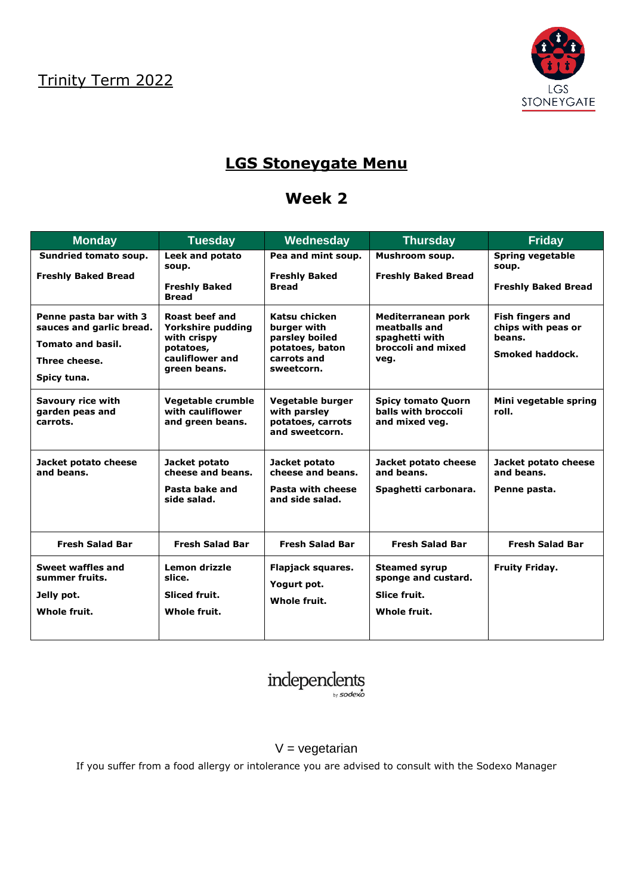Trinity Term 2022

LGS STONEYGATE

# LGS Stoneygate Menu

## Week 2

| Monday | Tuesday | Wednesday | Thursday | Friday |
|---|---|---|---|---|
| **Sundried tomato soup.**<br><br>**Freshly Baked Bread** | **Leek and potato soup.**<br><br>**Freshly Baked Bread** | **Pea and mint soup.**<br><br>**Freshly Baked Bread** | **Mushroom soup.**<br><br>**Freshly Baked Bread** | **Spring vegetable soup.**<br><br>**Freshly Baked Bread** |
| **Penne pasta bar with 3 sauces and garlic bread.**<br><br>**Tomato and basil.**<br><br>**Three cheese.**<br><br>**Spicy tuna.** | **Roast beef and Yorkshire pudding with crispy potatoes, cauliflower and green beans.** | **Katsu chicken burger with parsley boiled potatoes, baton carrots and sweetcorn.** | **Mediterranean pork meatballs and spaghetti with broccoli and mixed veg.** | **Fish fingers and chips with peas or beans.**<br><br>**Smoked haddock.** |
| **Savoury rice with garden peas and carrots.** | **Vegetable crumble with cauliflower and green beans.** | **Vegetable burger with parsley potatoes, carrots and sweetcorn.** | **Spicy tomato Quorn balls with broccoli and mixed veg.** | **Mini vegetable spring roll.** |
| **Jacket potato cheese and beans.** | **Jacket potato cheese and beans.**<br><br>**Pasta bake and side salad.** | **Jacket potato cheese and beans.**<br><br>**Pasta with cheese and side salad.** | **Jacket potato cheese and beans.**<br><br>**Spaghetti carbonara.** | **Jacket potato cheese and beans.**<br><br>**Penne pasta.** |
| **Fresh Salad Bar** | **Fresh Salad Bar** | **Fresh Salad Bar** | **Fresh Salad Bar** | **Fresh Salad Bar** |
| **Sweet waffles and summer fruits.**<br><br>**Jelly pot.**<br><br>**Whole fruit.** | **Lemon drizzle slice.**<br><br>**Sliced fruit.**<br><br>**Whole fruit.** | **Flapjack squares.**<br><br>**Yogurt pot.**<br><br>**Whole fruit.** | **Steamed syrup sponge and custard.**<br><br>**Slice fruit.**<br><br>**Whole fruit.** | **Fruity Friday.** |

independents by sodexo

V = vegetarian

If you suffer from a food allergy or intolerance you are advised to consult with the Sodexo Manager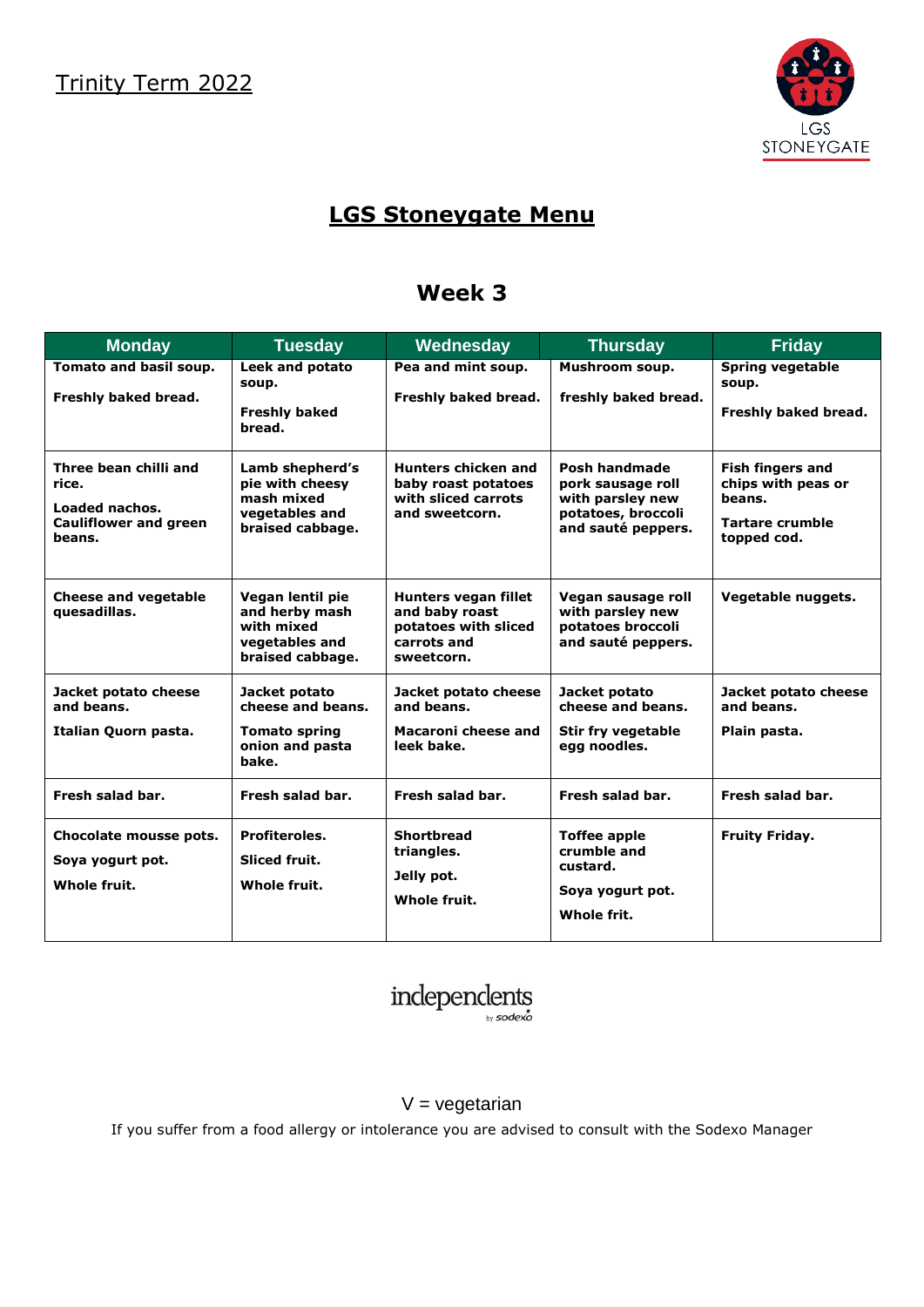Trinity Term 2022

LGS STONEYGATE

# LGS Stoneygate Menu

## Week 3

| Monday | Tuesday | Wednesday | Thursday | Friday |
|---|---|---|---|---|
| **Tomato and basil soup.**<br><br>**Freshly baked bread.** | **Leek and potato soup.**<br><br>**Freshly baked bread.** | **Pea and mint soup.**<br><br>**Freshly baked bread.** | **Mushroom soup.**<br><br>**freshly baked bread.** | **Spring vegetable soup.**<br><br>**Freshly baked bread.** |
| **Three bean chilli and rice.**<br><br>**Loaded nachos. Cauliflower and green beans.** | **Lamb shepherd's pie with cheesy mash mixed vegetables and braised cabbage.** | **Hunters chicken and baby roast potatoes with sliced carrots and sweetcorn.** | **Posh handmade pork sausage roll with parsley new potatoes, broccoli and sauté peppers.** | **Fish fingers and chips with peas or beans.**<br><br>**Tartare crumble topped cod.** |
| **Cheese and vegetable quesadillas.** | **Vegan lentil pie and herby mash with mixed vegetables and braised cabbage.** | **Hunters vegan fillet and baby roast potatoes with sliced carrots and sweetcorn.** | **Vegan sausage roll with parsley new potatoes broccoli and sauté peppers.** | **Vegetable nuggets.** |
| **Jacket potato cheese and beans.**<br><br>**Italian Quorn pasta.** | **Jacket potato cheese and beans.**<br><br>**Tomato spring onion and pasta bake.** | **Jacket potato cheese and beans.**<br><br>**Macaroni cheese and leek bake.** | **Jacket potato cheese and beans.**<br><br>**Stir fry vegetable egg noodles.** | **Jacket potato cheese and beans.**<br><br>**Plain pasta.** |
| **Fresh salad bar.** | **Fresh salad bar.** | **Fresh salad bar.** | **Fresh salad bar.** | **Fresh salad bar.** |
| **Chocolate mousse pots.**<br><br>**Soya yogurt pot.**<br><br>**Whole fruit.** | **Profiteroles.**<br><br>**Sliced fruit.**<br><br>**Whole fruit.** | **Shortbread triangles.**<br><br>**Jelly pot.**<br><br>**Whole fruit.** | **Toffee apple crumble and custard.**<br><br>**Soya yogurt pot.**<br><br>**Whole frit.** | **Fruity Friday.** |

independents by sodexo

V = vegetarian

If you suffer from a food allergy or intolerance you are advised to consult with the Sodexo Manager